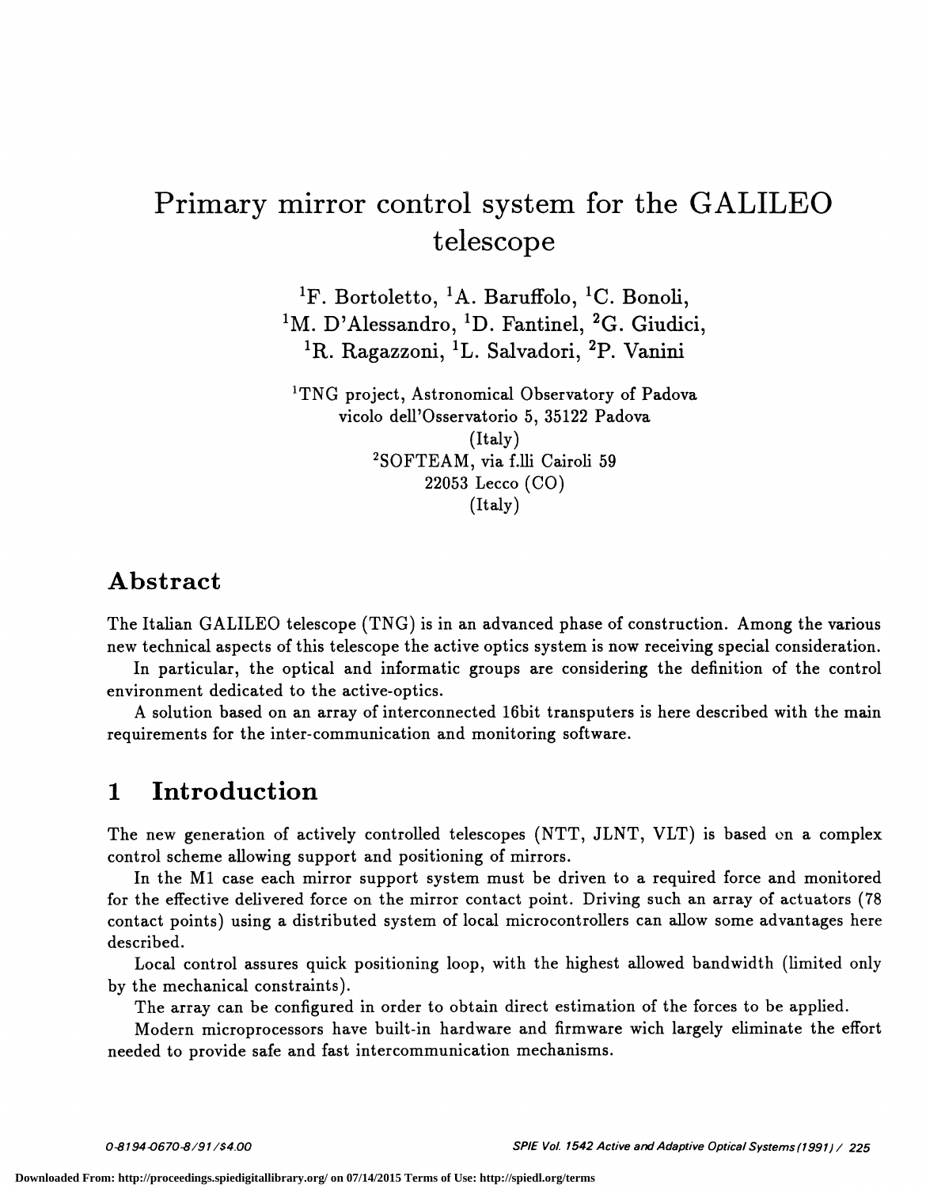# Primary mirror control system for the GALILEO telescope

[1]F. Bortoletto, [1]A. Baruffolo, [1]C. Bonoli, [1]M. D'Alessandro, [1]D. Fantinel, [2]G. Giudici, [1]R. Ragazzoni, [1]L. Salvadori, [2]P. Vanini

[1]TNG project, Astronomical Observatory of Padova
vicolo dell'Osservatorio 5, 35122 Padova
(Italy)
[2]SOFTEAM, via f.lli Cairoli 59
22053 Lecco (CO)
(Italy)

## Abstract

The Italian GALILEO telescope (TNG) is in an advanced phase of construction. Among the various new technical aspects of this telescope the active optics system is now receiving special consideration.

In particular, the optical and informatic groups are considering the definition of the control environment dedicated to the active-optics.

A solution based on an array of interconnected 16bit transputers is here described with the main requirements for the inter-communication and monitoring software.

## 1 Introduction

The new generation of actively controlled telescopes (NTT, JLNT, VLT) is based on a complex control scheme allowing support and positioning of mirrors.

In the M1 case each mirror support system must be driven to a required force and monitored for the effective delivered force on the mirror contact point. Driving such an array of actuators (78 contact points) using a distributed system of local microcontrollers can allow some advantages here described.

Local control assures quick positioning loop, with the highest allowed bandwidth (limited only by the mechanical constraints).

The array can be configured in order to obtain direct estimation of the forces to be applied.

Modern microprocessors have built-in hardware and firmware wich largely eliminate the effort needed to provide safe and fast intercommunication mechanisms.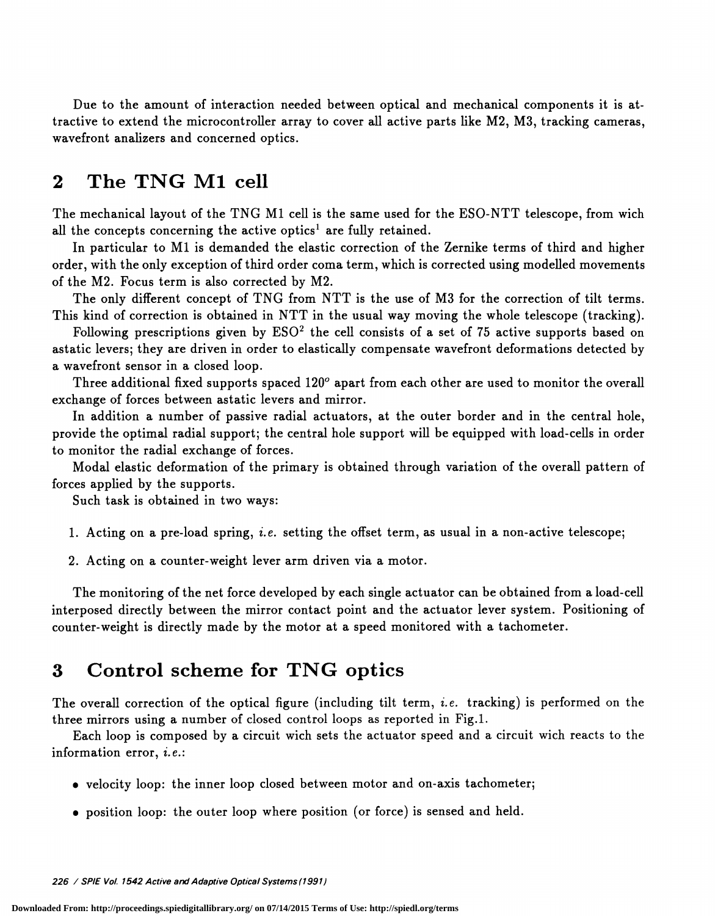Due to the amount of interaction needed between optical and mechanical components it is attractive to extend the microcontroller array to cover all active parts like M2, M3, tracking cameras, wavefront analizers and concerned optics.

## 2 The TNG M1 cell

The mechanical layout of the TNG M1 cell is the same used for the ESO-NTT telescope, from wich all the concepts concerning the active optics[1] are fully retained.

In particular to M1 is demanded the elastic correction of the Zernike terms of third and higher order, with the only exception of third order coma term, which is corrected using modelled movements of the M2. Focus term is also corrected by M2.

The only different concept of TNG from NTT is the use of M3 for the correction of tilt terms. This kind of correction is obtained in NTT in the usual way moving the whole telescope (tracking).

Following prescriptions given by ESO[2] the cell consists of a set of 75 active supports based on astatic levers; they are driven in order to elastically compensate wavefront deformations detected by a wavefront sensor in a closed loop.

Three additional fixed supports spaced $120^o$ apart from each other are used to monitor the overall exchange of forces between astatic levers and mirror.

In addition a number of passive radial actuators, at the outer border and in the central hole, provide the optimal radial support; the central hole support will be equipped with load-cells in order to monitor the radial exchange of forces.

Modal elastic deformation of the primary is obtained through variation of the overall pattern of forces applied by the supports.

Such task is obtained in two ways:

1. Acting on a pre-load spring, *i.e.* setting the offset term, as usual in a non-active telescope;
2. Acting on a counter-weight lever arm driven via a motor.

The monitoring of the net force developed by each single actuator can be obtained from a load-cell interposed directly between the mirror contact point and the actuator lever system. Positioning of counter-weight is directly made by the motor at a speed monitored with a tachometer.

## 3 Control scheme for TNG optics

The overall correction of the optical figure (including tilt term, *i.e.* tracking) is performed on the three mirrors using a number of closed control loops as reported in Fig.1.

Each loop is composed by a circuit wich sets the actuator speed and a circuit wich reacts to the information error, *i.e.*:

- velocity loop: the inner loop closed between motor and on-axis tachometer;
- position loop: the outer loop where position (or force) is sensed and held.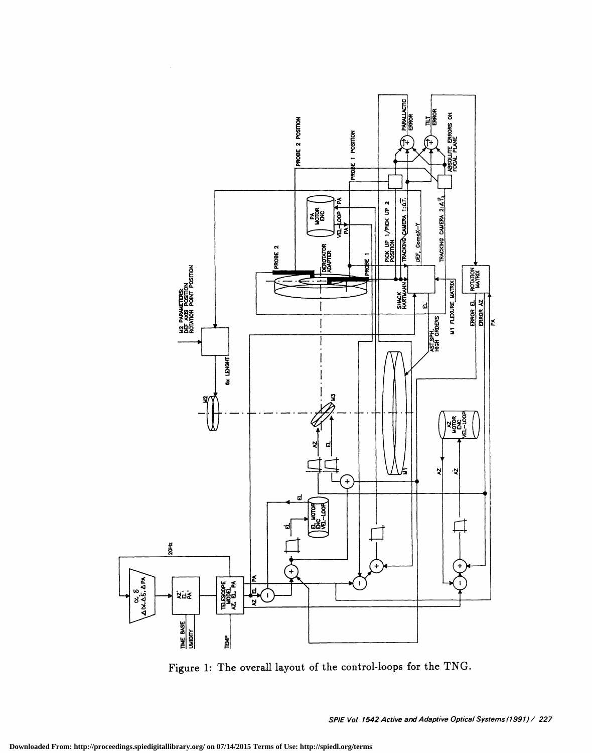Figure 1: The overall layout of the control-loops for the TNG.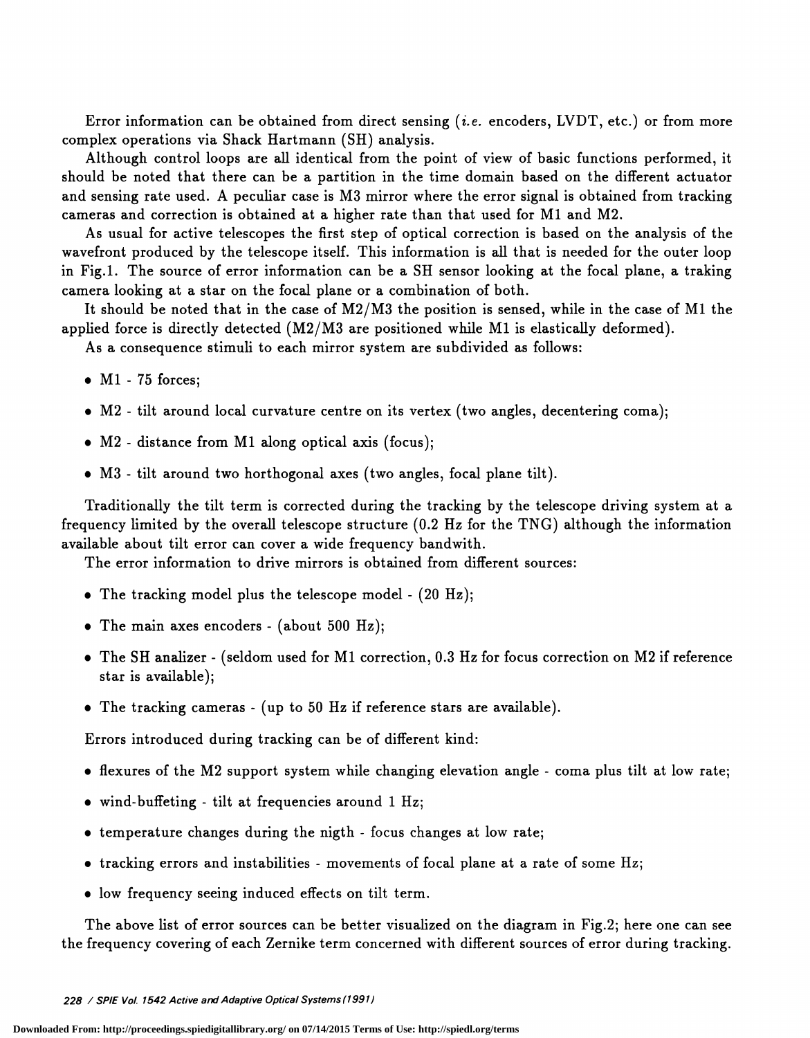Error information can be obtained from direct sensing (*i.e.* encoders, LVDT, etc.) or from more complex operations via Shack Hartmann (SH) analysis.

Although control loops are all identical from the point of view of basic functions performed, it should be noted that there can be a partition in the time domain based on the different actuator and sensing rate used. A peculiar case is M3 mirror where the error signal is obtained from tracking cameras and correction is obtained at a higher rate than that used for M1 and M2.

As usual for active telescopes the first step of optical correction is based on the analysis of the wavefront produced by the telescope itself. This information is all that is needed for the outer loop in Fig.1. The source of error information can be a SH sensor looking at the focal plane, a traking camera looking at a star on the focal plane or a combination of both.

It should be noted that in the case of M2/M3 the position is sensed, while in the case of M1 the applied force is directly detected (M2/M3 are positioned while M1 is elastically deformed).

As a consequence stimuli to each mirror system are subdivided as follows:

- M1 - 75 forces;
- M2 - tilt around local curvature centre on its vertex (two angles, decentering coma);
- M2 - distance from M1 along optical axis (focus);
- M3 - tilt around two horthogonal axes (two angles, focal plane tilt).

Traditionally the tilt term is corrected during the tracking by the telescope driving system at a frequency limited by the overall telescope structure (0.2 Hz for the TNG) although the information available about tilt error can cover a wide frequency bandwith.

The error information to drive mirrors is obtained from different sources:

- The tracking model plus the telescope model - (20 Hz);
- The main axes encoders - (about 500 Hz);
- The SH analizer - (seldom used for M1 correction, 0.3 Hz for focus correction on M2 if reference star is available);
- The tracking cameras - (up to 50 Hz if reference stars are available).

Errors introduced during tracking can be of different kind:

- flexures of the M2 support system while changing elevation angle - coma plus tilt at low rate;
- wind-buffeting - tilt at frequencies around 1 Hz;
- temperature changes during the nigth - focus changes at low rate;
- tracking errors and instabilities - movements of focal plane at a rate of some Hz;
- low frequency seeing induced effects on tilt term.

The above list of error sources can be better visualized on the diagram in Fig.2; here one can see the frequency covering of each Zernike term concerned with different sources of error during tracking.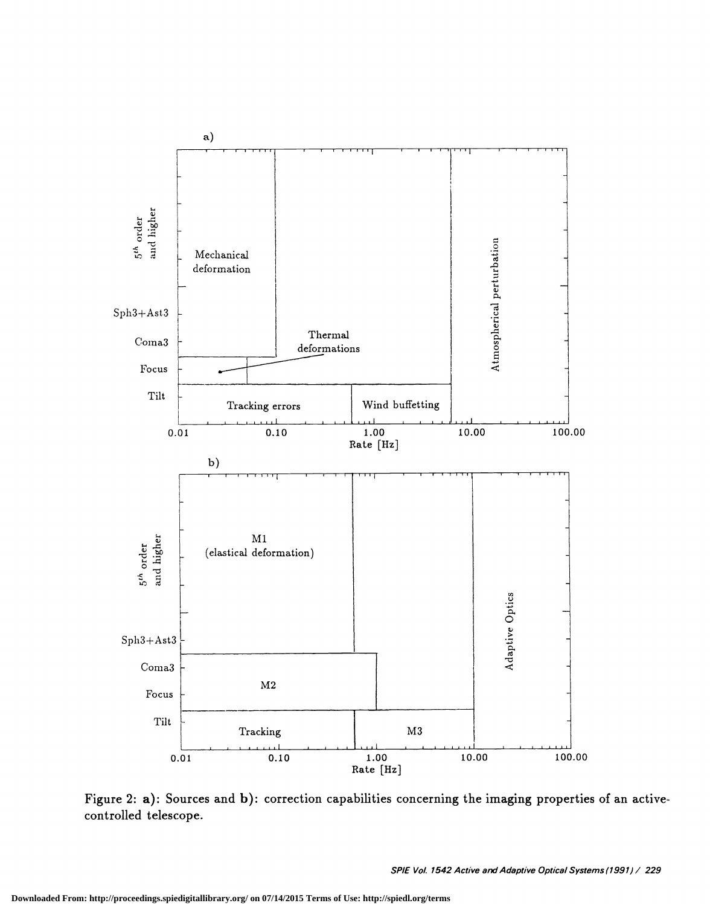Figure 2: **a)**: Sources and **b)**: correction capabilities concerning the imaging properties of an active-controlled telescope.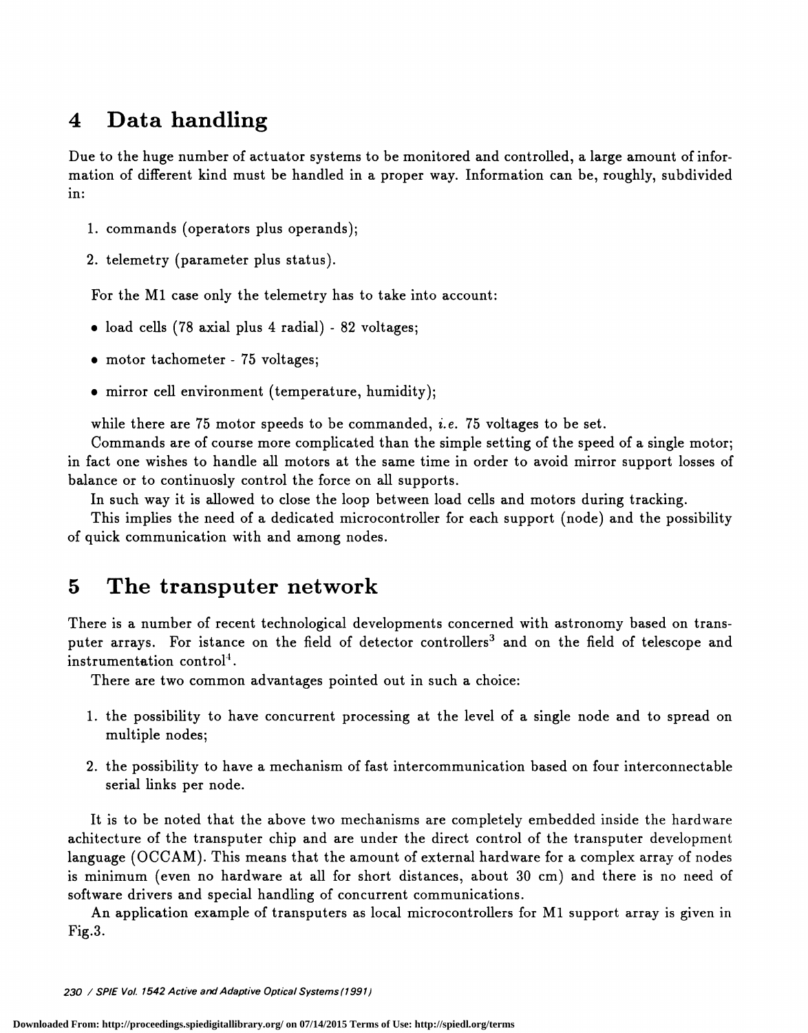## 4 Data handling

Due to the huge number of actuator systems to be monitored and controlled, a large amount of information of different kind must be handled in a proper way. Information can be, roughly, subdivided in:

1. commands (operators plus operands);
2. telemetry (parameter plus status).

For the M1 case only the telemetry has to take into account:

- load cells (78 axial plus 4 radial) - 82 voltages;
- motor tachometer - 75 voltages;
- mirror cell environment (temperature, humidity);

while there are 75 motor speeds to be commanded, *i.e.* 75 voltages to be set.

Commands are of course more complicated than the simple setting of the speed of a single motor; in fact one wishes to handle all motors at the same time in order to avoid mirror support losses of balance or to continuosly control the force on all supports.

In such way it is allowed to close the loop between load cells and motors during tracking.

This implies the need of a dedicated microcontroller for each support (node) and the possibility of quick communication with and among nodes.

## 5 The transputer network

There is a number of recent technological developments concerned with astronomy based on transputer arrays. For istance on the field of detector controllers[3] and on the field of telescope and instrumentation control[4].

There are two common advantages pointed out in such a choice:

1. the possibility to have concurrent processing at the level of a single node and to spread on multiple nodes;
2. the possibility to have a mechanism of fast intercommunication based on four interconnectable serial links per node.

It is to be noted that the above two mechanisms are completely embedded inside the hardware achitecture of the transputer chip and are under the direct control of the transputer development language (OCCAM). This means that the amount of external hardware for a complex array of nodes is minimum (even no hardware at all for short distances, about 30 cm) and there is no need of software drivers and special handling of concurrent communications.

An application example of transputers as local microcontrollers for M1 support array is given in Fig.3.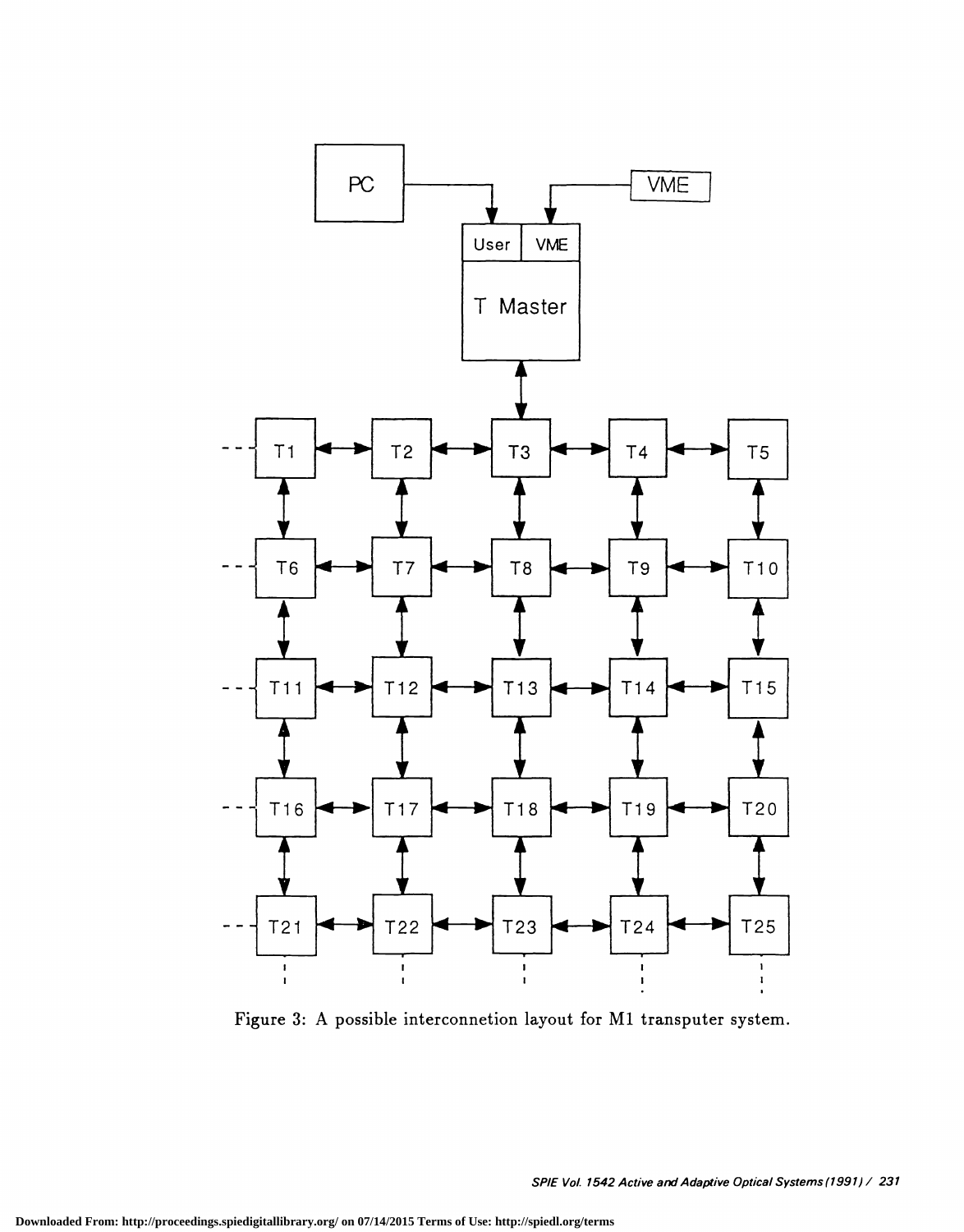Figure 3: A possible interconnetion layout for M1 transputer system.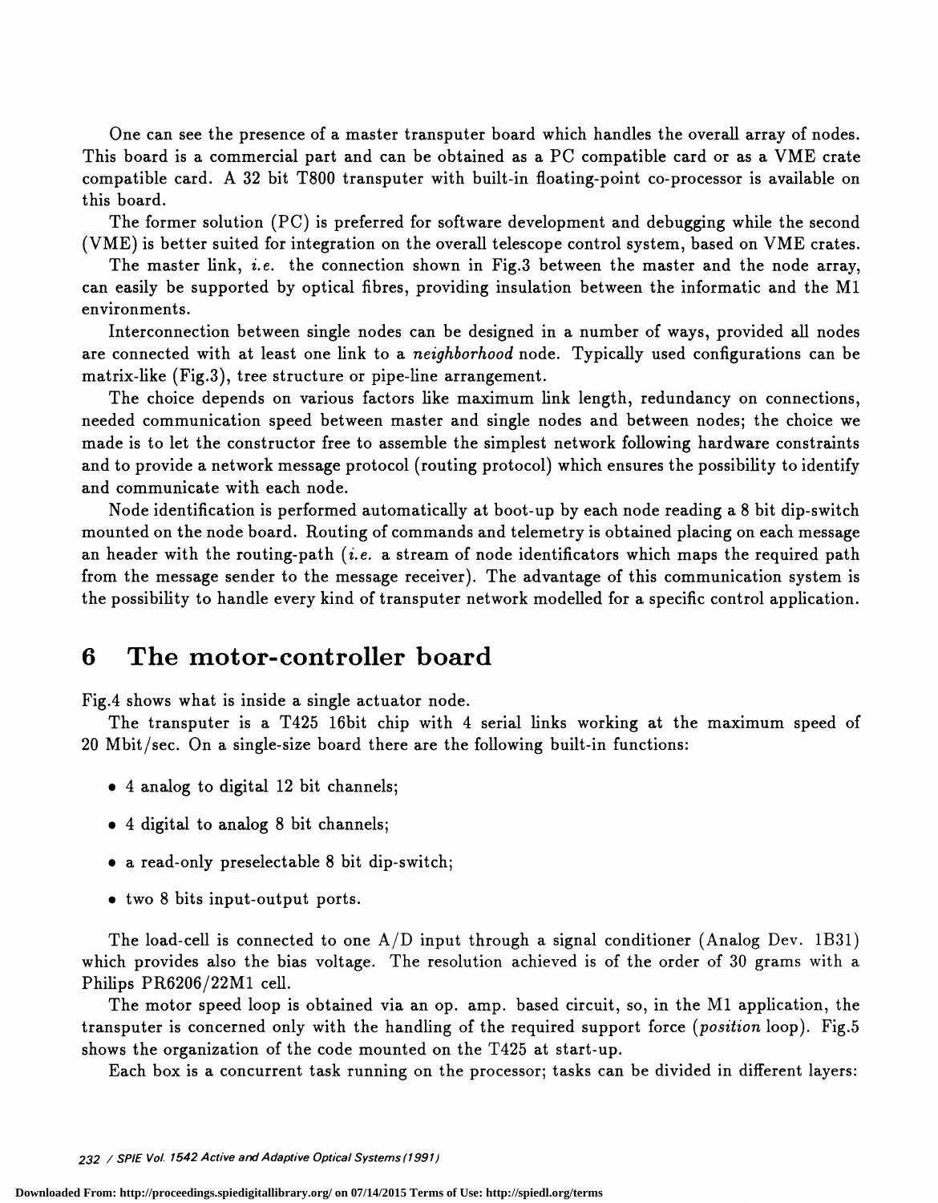One can see the presence of a master transputer board which handles the overall array of nodes. This board is a commercial part and can be obtained as a PC compatible card or as a VME crate compatible card. A 32 bit T800 transputer with built-in floating-point co-processor is available on this board.

The former solution (PC) is preferred for software development and debugging while the second (VME) is better suited for integration on the overall telescope control system, based on VME crates.

The master link, *i.e.* the connection shown in Fig.3 between the master and the node array, can easily be supported by optical fibres, providing insulation between the informatic and the M1 environments.

Interconnection between single nodes can be designed in a number of ways, provided all nodes are connected with at least one link to a *neighborhood* node. Typically used configurations can be matrix-like (Fig.3), tree structure or pipe-line arrangement.

The choice depends on various factors like maximum link length, redundancy on connections, needed communication speed between master and single nodes and between nodes; the choice we made is to let the constructor free to assemble the simplest network following hardware constraints and to provide a network message protocol (routing protocol) which ensures the possibility to identify and communicate with each node.

Node identification is performed automatically at boot-up by each node reading a 8 bit dip-switch mounted on the node board. Routing of commands and telemetry is obtained placing on each message an header with the routing-path (*i.e.* a stream of node identificators which maps the required path from the message sender to the message receiver). The advantage of this communication system is the possibility to handle every kind of transputer network modelled for a specific control application.

# 6 The motor-controller board

Fig.4 shows what is inside a single actuator node.

The transputer is a T425 16bit chip with 4 serial links working at the maximum speed of 20 Mbit/sec. On a single-size board there are the following built-in functions:

- 4 analog to digital 12 bit channels;
- 4 digital to analog 8 bit channels;
- a read-only preselectable 8 bit dip-switch;
- two 8 bits input-output ports.

The load-cell is connected to one A/D input through a signal conditioner (Analog Dev. 1B31) which provides also the bias voltage. The resolution achieved is of the order of 30 grams with a Philips PR6206/22M1 cell.

The motor speed loop is obtained via an op. amp. based circuit, so, in the M1 application, the transputer is concerned only with the handling of the required support force (*position* loop). Fig.5 shows the organization of the code mounted on the T425 at start-up.

Each box is a concurrent task running on the processor; tasks can be divided in different layers: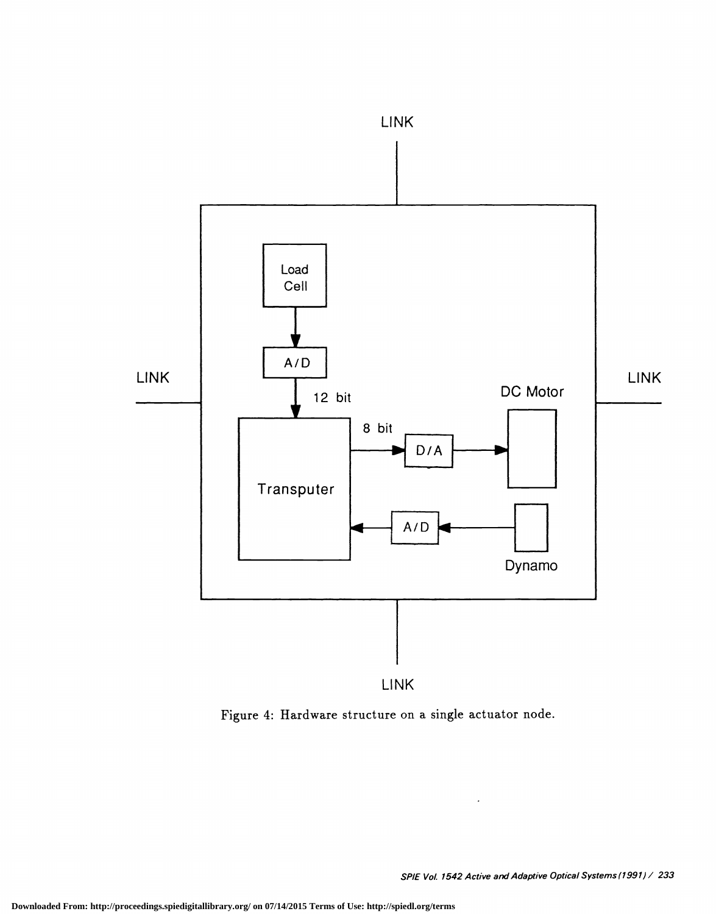Figure 4: Hardware structure on a single actuator node.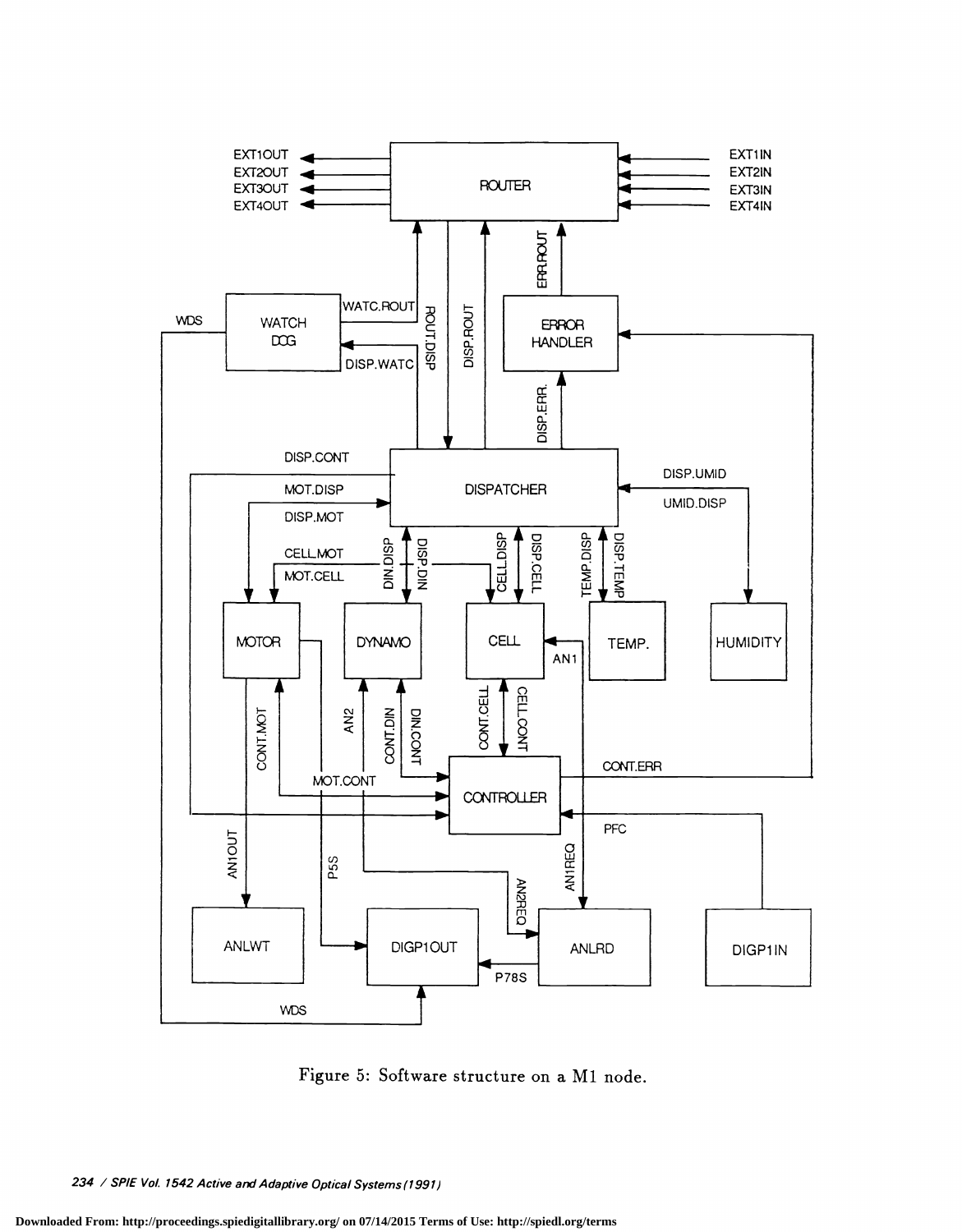Figure 5: Software structure on a M1 node.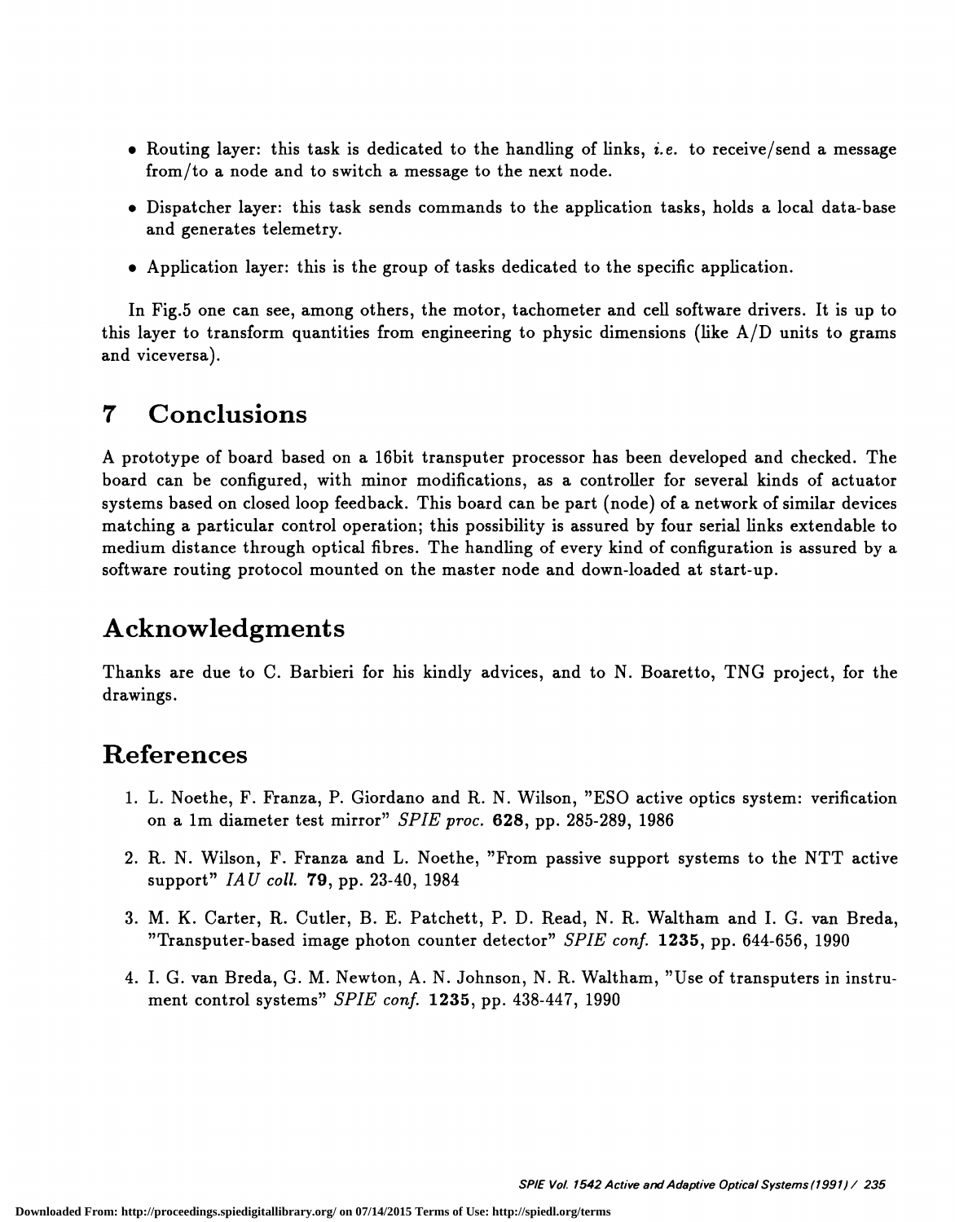- Routing layer: this task is dedicated to the handling of links, *i.e.* to receive/send a message from/to a node and to switch a message to the next node.
- Dispatcher layer: this task sends commands to the application tasks, holds a local data-base and generates telemetry.
- Application layer: this is the group of tasks dedicated to the specific application.

In Fig.5 one can see, among others, the motor, tachometer and cell software drivers. It is up to this layer to transform quantities from engineering to physic dimensions (like A/D units to grams and viceversa).

# 7 Conclusions

A prototype of board based on a 16bit transputer processor has been developed and checked. The board can be configured, with minor modifications, as a controller for several kinds of actuator systems based on closed loop feedback. This board can be part (node) of a network of similar devices matching a particular control operation; this possibility is assured by four serial links extendable to medium distance through optical fibres. The handling of every kind of configuration is assured by a software routing protocol mounted on the master node and down-loaded at start-up.

# Acknowledgments

Thanks are due to C. Barbieri for his kindly advices, and to N. Boaretto, TNG project, for the drawings.

# References

1. L. Noethe, F. Franza, P. Giordano and R. N. Wilson, "ESO active optics system: verification on a 1m diameter test mirror" *SPIE proc.* **628**, pp. 285-289, 1986
2. R. N. Wilson, F. Franza and L. Noethe, "From passive support systems to the NTT active support" *IAU coll.* **79**, pp. 23-40, 1984
3. M. K. Carter, R. Cutler, B. E. Patchett, P. D. Read, N. R. Waltham and I. G. van Breda, "Transputer-based image photon counter detector" *SPIE conf.* **1235**, pp. 644-656, 1990
4. I. G. van Breda, G. M. Newton, A. N. Johnson, N. R. Waltham, "Use of transputers in instrument control systems" *SPIE conf.* **1235**, pp. 438-447, 1990